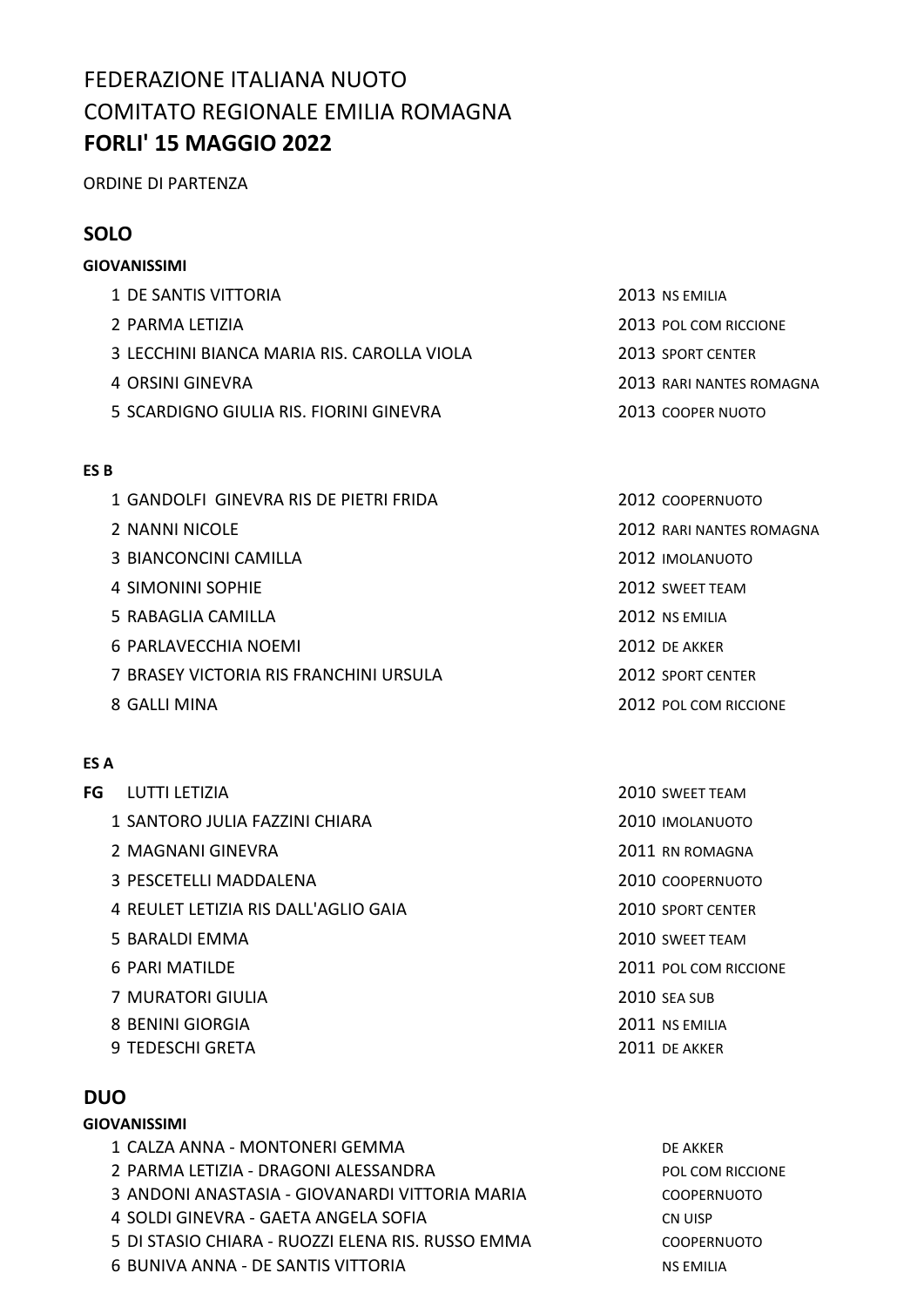FEDERAZIONE ITALIANA NUOTO
COMITATO REGIONALE EMILIA ROMAGNA
**FORLI' 15 MAGGIO 2022**

ORDINE DI PARTENZA

## SOLO

**GIOVANISSIMI**

| | | | |
|---|---|---|---|
| 1 | DE SANTIS VITTORIA | 2013 | NS EMILIA |
| 2 | PARMA LETIZIA | 2013 | POL COM RICCIONE |
| 3 | LECCHINI BIANCA MARIA RIS. CAROLLA VIOLA | 2013 | SPORT CENTER |
| 4 | ORSINI GINEVRA | 2013 | RARI NANTES ROMAGNA |
| 5 | SCARDIGNO GIULIA RIS. FIORINI GINEVRA | 2013 | COOPER NUOTO |

**ES B**

| | | | |
|---|---|---|---|
| 1 | GANDOLFI GINEVRA RIS DE PIETRI FRIDA | 2012 | COOPERNUOTO |
| 2 | NANNI NICOLE | 2012 | RARI NANTES ROMAGNA |
| 3 | BIANCONCINI CAMILLA | 2012 | IMOLANUOTO |
| 4 | SIMONINI SOPHIE | 2012 | SWEET TEAM |
| 5 | RABAGLIA CAMILLA | 2012 | NS EMILIA |
| 6 | PARLAVECCHIA NOEMI | 2012 | DE AKKER |
| 7 | BRASEY VICTORIA RIS FRANCHINI URSULA | 2012 | SPORT CENTER |
| 8 | GALLI MINA | 2012 | POL COM RICCIONE |

**ES A**

| | | | |
|---|---|---|---|
| **FG** | LUTTI LETIZIA | 2010 | SWEET TEAM |
| 1 | SANTORO JULIA FAZZINI CHIARA | 2010 | IMOLANUOTO |
| 2 | MAGNANI GINEVRA | 2011 | RN ROMAGNA |
| 3 | PESCETELLI MADDALENA | 2010 | COOPERNUOTO |
| 4 | REULET LETIZIA RIS DALL'AGLIO GAIA | 2010 | SPORT CENTER |
| 5 | BARALDI EMMA | 2010 | SWEET TEAM |
| 6 | PARI MATILDE | 2011 | POL COM RICCIONE |
| 7 | MURATORI GIULIA | 2010 | SEA SUB |
| 8 | BENINI GIORGIA | 2011 | NS EMILIA |
| 9 | TEDESCHI GRETA | 2011 | DE AKKER |

## DUO

**GIOVANISSIMI**

| | | |
|---|---|---|
| 1 | CALZA ANNA - MONTONERI GEMMA | DE AKKER |
| 2 | PARMA LETIZIA - DRAGONI ALESSANDRA | POL COM RICCIONE |
| 3 | ANDONI ANASTASIA - GIOVANARDI VITTORIA MARIA | COOPERNUOTO |
| 4 | SOLDI GINEVRA - GAETA ANGELA SOFIA | CN UISP |
| 5 | DI STASIO CHIARA - RUOZZI ELENA RIS. RUSSO EMMA | COOPERNUOTO |
| 6 | BUNIVA ANNA - DE SANTIS VITTORIA | NS EMILIA |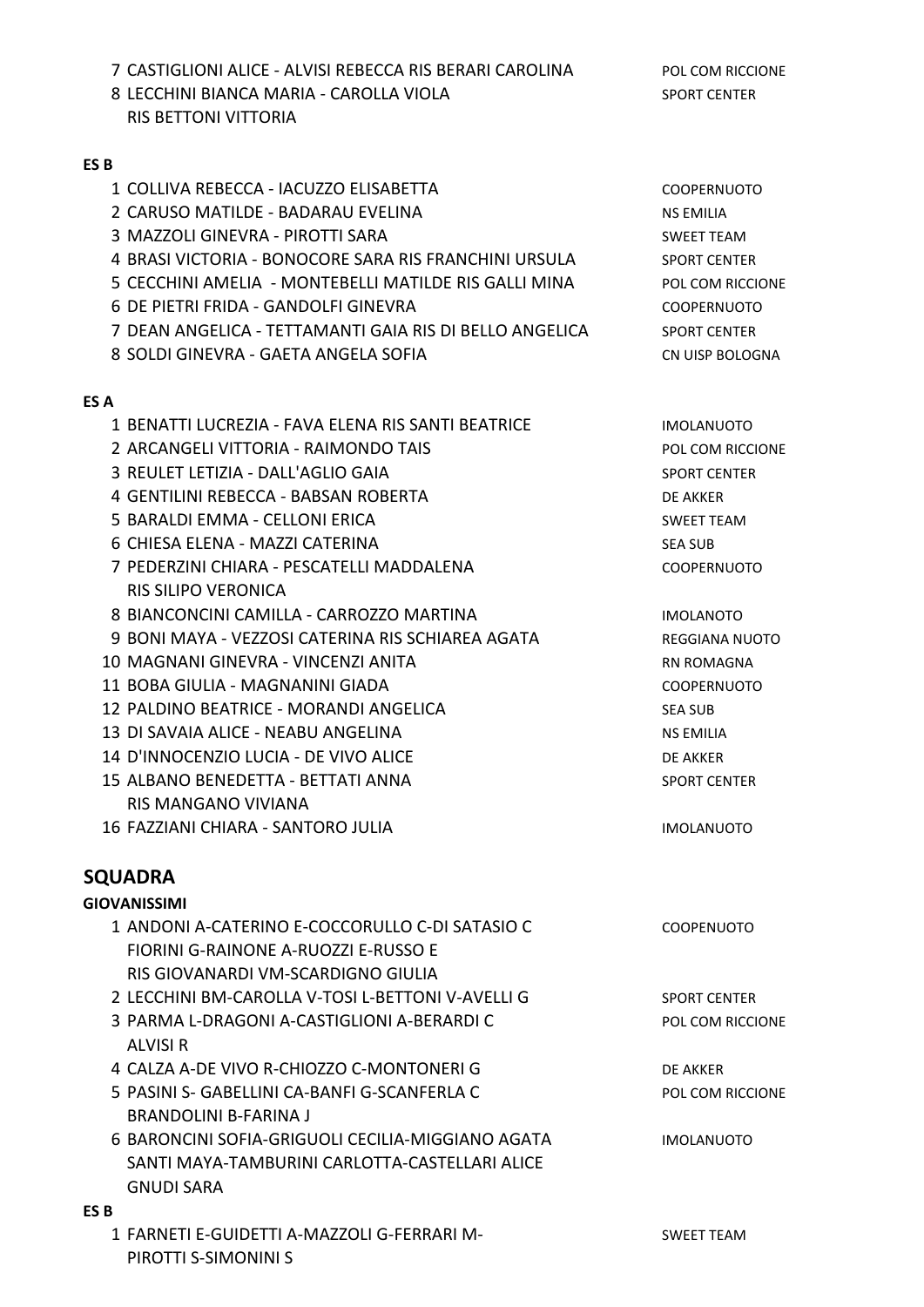| | | |
|---|---|---|
| 7 | CASTIGLIONI ALICE - ALVISI REBECCA RIS BERARI CAROLINA | POL COM RICCIONE |
| 8 | LECCHINI BIANCA MARIA - CAROLLA VIOLA RIS BETTONI VITTORIA | SPORT CENTER |

**ES B**

| | | |
|---|---|---|
| 1 | COLLIVA REBECCA - IACUZZO ELISABETTA | COOPERNUOTO |
| 2 | CARUSO MATILDE - BADARAU EVELINA | NS EMILIA |
| 3 | MAZZOLI GINEVRA - PIROTTI SARA | SWEET TEAM |
| 4 | BRASI VICTORIA - BONOCORE SARA RIS FRANCHINI URSULA | SPORT CENTER |
| 5 | CECCHINI AMELIA - MONTEBELLI MATILDE RIS GALLI MINA | POL COM RICCIONE |
| 6 | DE PIETRI FRIDA - GANDOLFI GINEVRA | COOPERNUOTO |
| 7 | DEAN ANGELICA - TETTAMANTI GAIA RIS DI BELLO ANGELICA | SPORT CENTER |
| 8 | SOLDI GINEVRA - GAETA ANGELA SOFIA | CN UISP BOLOGNA |

**ES A**

| | | |
|---|---|---|
| 1 | BENATTI LUCREZIA - FAVA ELENA RIS SANTI BEATRICE | IMOLANUOTO |
| 2 | ARCANGELI VITTORIA - RAIMONDO TAIS | POL COM RICCIONE |
| 3 | REULET LETIZIA - DALL'AGLIO GAIA | SPORT CENTER |
| 4 | GENTILINI REBECCA - BABSAN ROBERTA | DE AKKER |
| 5 | BARALDI EMMA - CELLONI ERICA | SWEET TEAM |
| 6 | CHIESA ELENA - MAZZI CATERINA | SEA SUB |
| 7 | PEDERZINI CHIARA - PESCATELLI MADDALENA RIS SILIPO VERONICA | COOPERNUOTO |
| 8 | BIANCONCINI CAMILLA - CARROZZO MARTINA | IMOLANOTO |
| 9 | BONI MAYA - VEZZOSI CATERINA RIS SCHIAREA AGATA | REGGIANA NUOTO |
| 10 | MAGNANI GINEVRA - VINCENZI ANITA | RN ROMAGNA |
| 11 | BOBA GIULIA - MAGNANINI GIADA | COOPERNUOTO |
| 12 | PALDINO BEATRICE - MORANDI ANGELICA | SEA SUB |
| 13 | DI SAVAIA ALICE - NEABU ANGELINA | NS EMILIA |
| 14 | D'INNOCENZIO LUCIA - DE VIVO ALICE | DE AKKER |
| 15 | ALBANO BENEDETTA - BETTATI ANNA RIS MANGANO VIVIANA | SPORT CENTER |
| 16 | FAZZIANI CHIARA - SANTORO JULIA | IMOLANUOTO |

## SQUADRA

**GIOVANISSIMI**

| | | |
|---|---|---|
| 1 | ANDONI A-CATERINO E-COCCORULLO C-DI SATASIO C FIORINI G-RAINONE A-RUOZZI E-RUSSO E RIS GIOVANARDI VM-SCARDIGNO GIULIA | COOPENUOTO |
| 2 | LECCHINI BM-CAROLLA V-TOSI L-BETTONI V-AVELLI G | SPORT CENTER |
| 3 | PARMA L-DRAGONI A-CASTIGLIONI A-BERARDI C ALVISI R | POL COM RICCIONE |
| 4 | CALZA A-DE VIVO R-CHIOZZO C-MONTONERI G | DE AKKER |
| 5 | PASINI S- GABELLINI CA-BANFI G-SCANFERLA C BRANDOLINI B-FARINA J | POL COM RICCIONE |
| 6 | BARONCINI SOFIA-GRIGUOLI CECILIA-MIGGIANO AGATA SANTI MAYA-TAMBURINI CARLOTTA-CASTELLARI ALICE GNUDI SARA | IMOLANUOTO |

**ES B**

| | | |
|---|---|---|
| 1 | FARNETI E-GUIDETTI A-MAZZOLI G-FERRARI M-PIROTTI S-SIMONINI S | SWEET TEAM |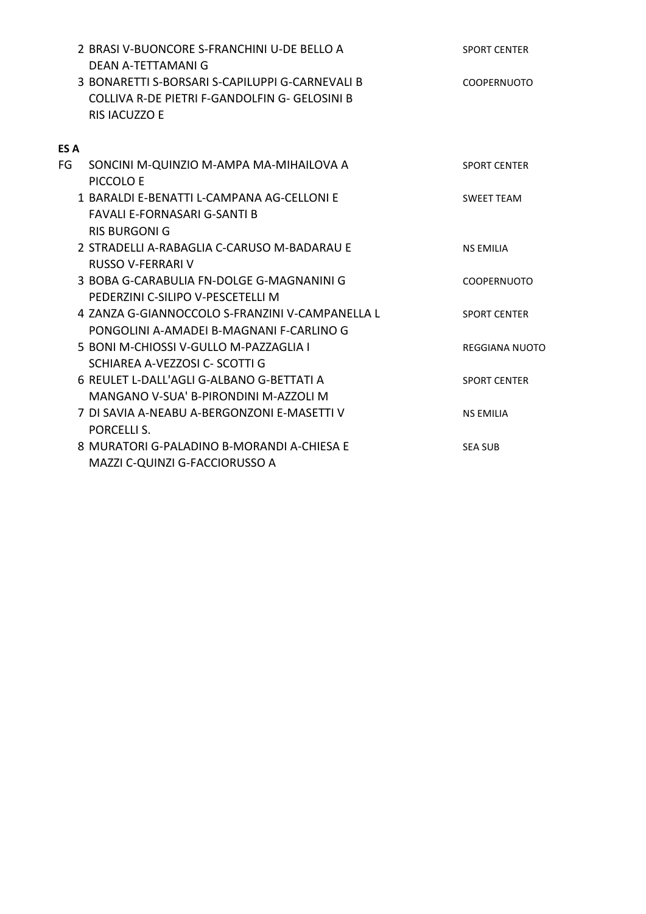| | | |
|---|---|---|
| 2 | BRASI V-BUONCORE S-FRANCHINI U-DE BELLO A DEAN A-TETTAMANI G | SPORT CENTER |
| 3 | BONARETTI S-BORSARI S-CAPILUPPI G-CARNEVALI B COLLIVA R-DE PIETRI F-GANDOLFIN G- GELOSINI B RIS IACUZZO E | COOPERNUOTO |

**ES A**

| | | |
|---|---|---|
| FG | SONCINI M-QUINZIO M-AMPA MA-MIHAILOVA A PICCOLO E | SPORT CENTER |
| 1 | BARALDI E-BENATTI L-CAMPANA AG-CELLONI E FAVALI E-FORNASARI G-SANTI B RIS BURGONI G | SWEET TEAM |
| 2 | STRADELLI A-RABAGLIA C-CARUSO M-BADARAU E RUSSO V-FERRARI V | NS EMILIA |
| 3 | BOBA G-CARABULIA FN-DOLGE G-MAGNANINI G PEDERZINI C-SILIPO V-PESCETELLI M | COOPERNUOTO |
| 4 | ZANZA G-GIANNOCCOLO S-FRANZINI V-CAMPANELLA L PONGOLINI A-AMADEI B-MAGNANI F-CARLINO G | SPORT CENTER |
| 5 | BONI M-CHIOSSI V-GULLO M-PAZZAGLIA I SCHIAREA A-VEZZOSI C- SCOTTI G | REGGIANA NUOTO |
| 6 | REULET L-DALL'AGLI G-ALBANO G-BETTATI A MANGANO V-SUA' B-PIRONDINI M-AZZOLI M | SPORT CENTER |
| 7 | DI SAVIA A-NEABU A-BERGONZONI E-MASETTI V PORCELLI S. | NS EMILIA |
| 8 | MURATORI G-PALADINO B-MORANDI A-CHIESA E MAZZI C-QUINZI G-FACCIORUSSO A | SEA SUB |